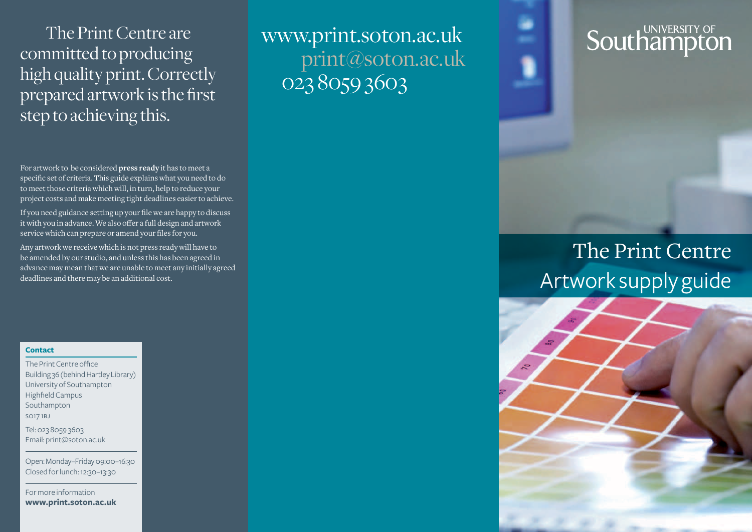The Print Centre are committed to producing high quality print. Correctly prepared artwork is the first step to achieving this.

For artwork to be considered **press ready** it has to meet a specific set of criteria. This guide explains what you need to do to meet those criteria which will, in turn, help to reduce your project costs and make meeting tight deadlines easier to achieve.

If you need guidance setting up your file we are happy to discuss it with you in advance. We also offer a full design and artwork service which can prepare or amend your files for you.

Any artwork we receive which is not press ready will have to be amended by our studio, and unless this has been agreed in advance may mean that we are unable to meet any initially agreed deadlines and there may be an additional cost.

**Contact**

The Print Centre office
Building 36 (behind Hartley Library)
University of Southampton
Highfield Campus
Southampton
SO17 1BJ

Tel: 023 8059 3603
Email: print@soton.ac.uk

Open: Monday–Friday 09:00–16:30
Closed for lunch: 12:30–13:30

For more information
**www.print.soton.ac.uk**

www.print.soton.ac.uk
print@soton.ac.uk
023 8059 3603

University of Southampton

# The Print Centre
## Artwork supply guide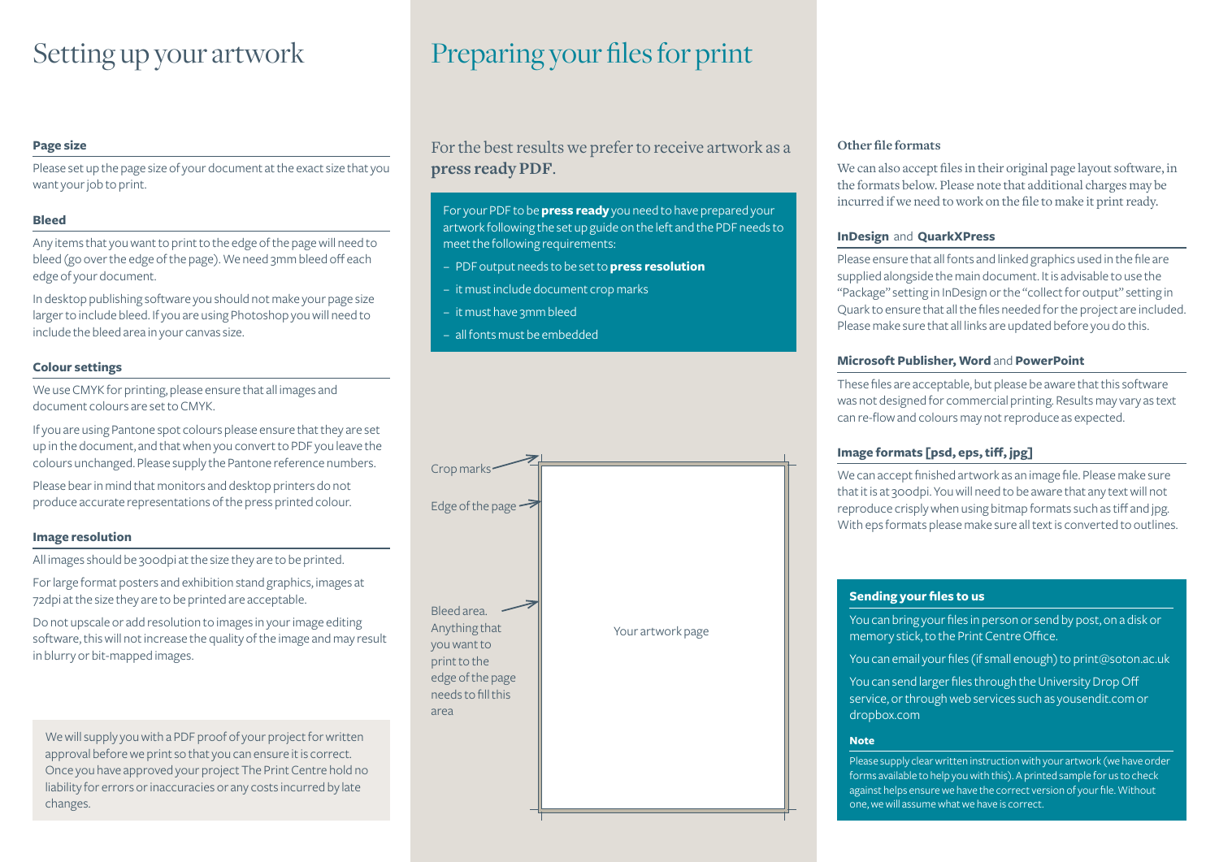# Setting up your artwork

### Page size

Please set up the page size of your document at the exact size that you want your job to print.

### Bleed

Any items that you want to print to the edge of the page will need to bleed (go over the edge of the page). We need 3mm bleed off each edge of your document.

In desktop publishing software you should not make your page size larger to include bleed. If you are using Photoshop you will need to include the bleed area in your canvas size.

### Colour settings

We use CMYK for printing, please ensure that all images and document colours are set to CMYK.

If you are using Pantone spot colours please ensure that they are set up in the document, and that when you convert to PDF you leave the colours unchanged. Please supply the Pantone reference numbers.

Please bear in mind that monitors and desktop printers do not produce accurate representations of the press printed colour.

### Image resolution

All images should be 300dpi at the size they are to be printed.

For large format posters and exhibition stand graphics, images at 72dpi at the size they are to be printed are acceptable.

Do not upscale or add resolution to images in your image editing software, this will not increase the quality of the image and may result in blurry or bit-mapped images.

We will supply you with a PDF proof of your project for written approval before we print so that you can ensure it is correct. Once you have approved your project The Print Centre hold no liability for errors or inaccuracies or any costs incurred by late changes.

# Preparing your files for print

For the best results we prefer to receive artwork as a **press ready PDF**.

For your PDF to be **press ready** you need to have prepared your artwork following the set up guide on the left and the PDF needs to meet the following requirements:

- PDF output needs to be set to **press resolution**
- it must include document crop marks
- it must have 3mm bleed
- all fonts must be embedded

Crop marks

Edge of the page

Bleed area. Anything that you want to print to the edge of the page needs to fill this area

Your artwork page

### Other file formats

We can also accept files in their original page layout software, in the formats below. Please note that additional charges may be incurred if we need to work on the file to make it print ready.

### **InDesign** and **QuarkXPress**

Please ensure that all fonts and linked graphics used in the file are supplied alongside the main document. It is advisable to use the "Package" setting in InDesign or the "collect for output" setting in Quark to ensure that all the files needed for the project are included. Please make sure that all links are updated before you do this.

### **Microsoft Publisher, Word** and **PowerPoint**

These files are acceptable, but please be aware that this software was not designed for commercial printing. Results may vary as text can re-flow and colours may not reproduce as expected.

### Image formats [psd, eps, tiff, jpg]

We can accept finished artwork as an image file. Please make sure that it is at 300dpi. You will need to be aware that any text will not reproduce crisply when using bitmap formats such as tiff and jpg. With eps formats please make sure all text is converted to outlines.

### Sending your files to us

You can bring your files in person or send by post, on a disk or memory stick, to the Print Centre Office.

You can email your files (if small enough) to print@soton.ac.uk

You can send larger files through the University Drop Off service, or through web services such as yousendit.com or dropbox.com

#### Note

Please supply clear written instruction with your artwork (we have order forms available to help you with this). A printed sample for us to check against helps ensure we have the correct version of your file. Without one, we will assume what we have is correct.